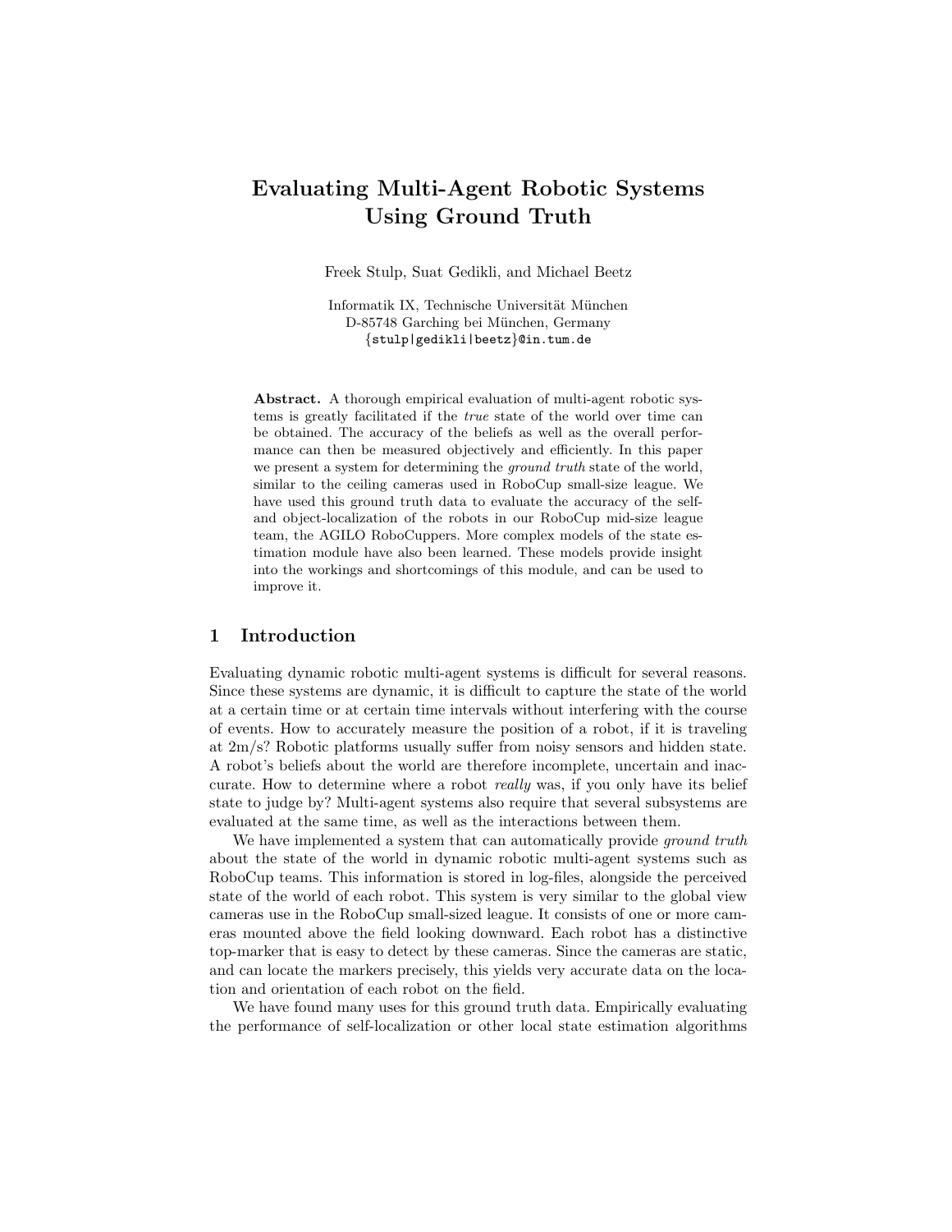# Evaluating Multi-Agent Robotic Systems Using Ground Truth

Freek Stulp, Suat Gedikli, and Michael Beetz

Informatik IX, Technische Universität München
D-85748 Garching bei München, Germany
{stulp|gedikli|beetz}@in.tum.de

**Abstract.** A thorough empirical evaluation of multi-agent robotic systems is greatly facilitated if the *true* state of the world over time can be obtained. The accuracy of the beliefs as well as the overall performance can then be measured objectively and efficiently. In this paper we present a system for determining the *ground truth* state of the world, similar to the ceiling cameras used in RoboCup small-size league. We have used this ground truth data to evaluate the accuracy of the self- and object-localization of the robots in our RoboCup mid-size league team, the AGILO RoboCuppers. More complex models of the state estimation module have also been learned. These models provide insight into the workings and shortcomings of this module, and can be used to improve it.

## 1 Introduction

Evaluating dynamic robotic multi-agent systems is difficult for several reasons. Since these systems are dynamic, it is difficult to capture the state of the world at a certain time or at certain time intervals without interfering with the course of events. How to accurately measure the position of a robot, if it is traveling at 2m/s? Robotic platforms usually suffer from noisy sensors and hidden state. A robot's beliefs about the world are therefore incomplete, uncertain and inaccurate. How to determine where a robot *really* was, if you only have its belief state to judge by? Multi-agent systems also require that several subsystems are evaluated at the same time, as well as the interactions between them.

We have implemented a system that can automatically provide *ground truth* about the state of the world in dynamic robotic multi-agent systems such as RoboCup teams. This information is stored in log-files, alongside the perceived state of the world of each robot. This system is very similar to the global view cameras use in the RoboCup small-sized league. It consists of one or more cameras mounted above the field looking downward. Each robot has a distinctive top-marker that is easy to detect by these cameras. Since the cameras are static, and can locate the markers precisely, this yields very accurate data on the location and orientation of each robot on the field.

We have found many uses for this ground truth data. Empirically evaluating the performance of self-localization or other local state estimation algorithms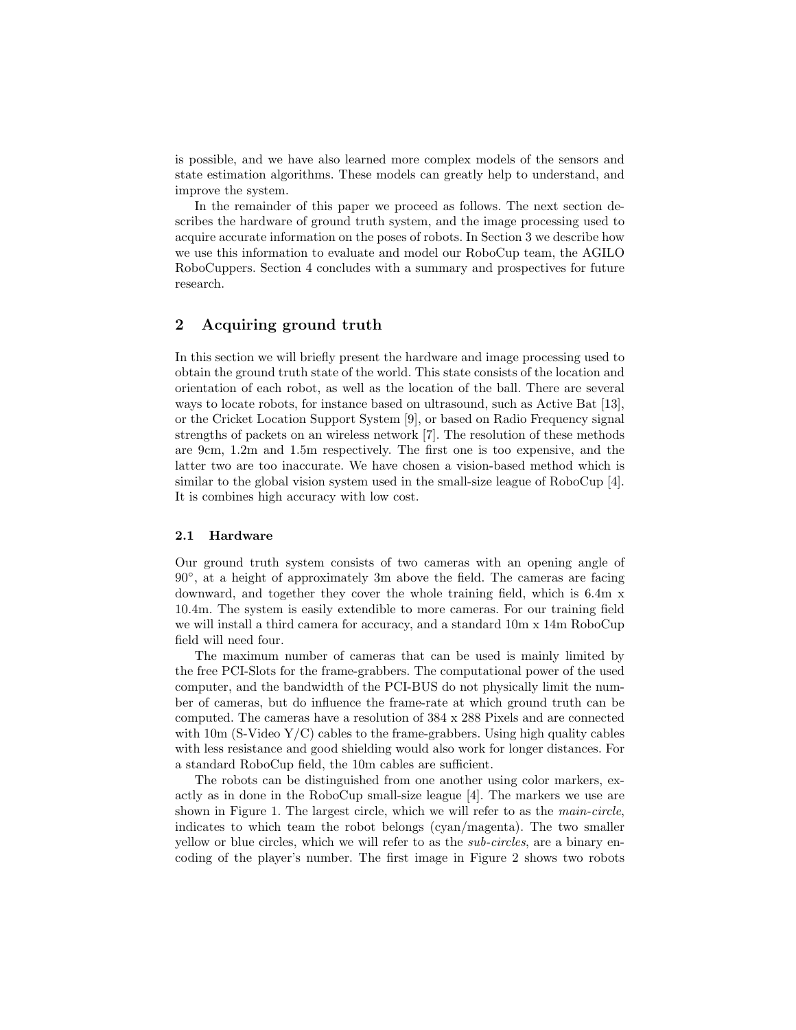is possible, and we have also learned more complex models of the sensors and state estimation algorithms. These models can greatly help to understand, and improve the system.

In the remainder of this paper we proceed as follows. The next section describes the hardware of ground truth system, and the image processing used to acquire accurate information on the poses of robots. In Section 3 we describe how we use this information to evaluate and model our RoboCup team, the AGILO RoboCuppers. Section 4 concludes with a summary and prospectives for future research.

## 2 Acquiring ground truth

In this section we will briefly present the hardware and image processing used to obtain the ground truth state of the world. This state consists of the location and orientation of each robot, as well as the location of the ball. There are several ways to locate robots, for instance based on ultrasound, such as Active Bat [13], or the Cricket Location Support System [9], or based on Radio Frequency signal strengths of packets on an wireless network [7]. The resolution of these methods are 9cm, 1.2m and 1.5m respectively. The first one is too expensive, and the latter two are too inaccurate. We have chosen a vision-based method which is similar to the global vision system used in the small-size league of RoboCup [4]. It is combines high accuracy with low cost.

### 2.1 Hardware

Our ground truth system consists of two cameras with an opening angle of $90°$, at a height of approximately 3m above the field. The cameras are facing downward, and together they cover the whole training field, which is 6.4m x 10.4m. The system is easily extendible to more cameras. For our training field we will install a third camera for accuracy, and a standard 10m x 14m RoboCup field will need four.

The maximum number of cameras that can be used is mainly limited by the free PCI-Slots for the frame-grabbers. The computational power of the used computer, and the bandwidth of the PCI-BUS do not physically limit the number of cameras, but do influence the frame-rate at which ground truth can be computed. The cameras have a resolution of 384 x 288 Pixels and are connected with 10m (S-Video Y/C) cables to the frame-grabbers. Using high quality cables with less resistance and good shielding would also work for longer distances. For a standard RoboCup field, the 10m cables are sufficient.

The robots can be distinguished from one another using color markers, exactly as in done in the RoboCup small-size league [4]. The markers we use are shown in Figure 1. The largest circle, which we will refer to as the *main-circle*, indicates to which team the robot belongs (cyan/magenta). The two smaller yellow or blue circles, which we will refer to as the *sub-circles*, are a binary encoding of the player's number. The first image in Figure 2 shows two robots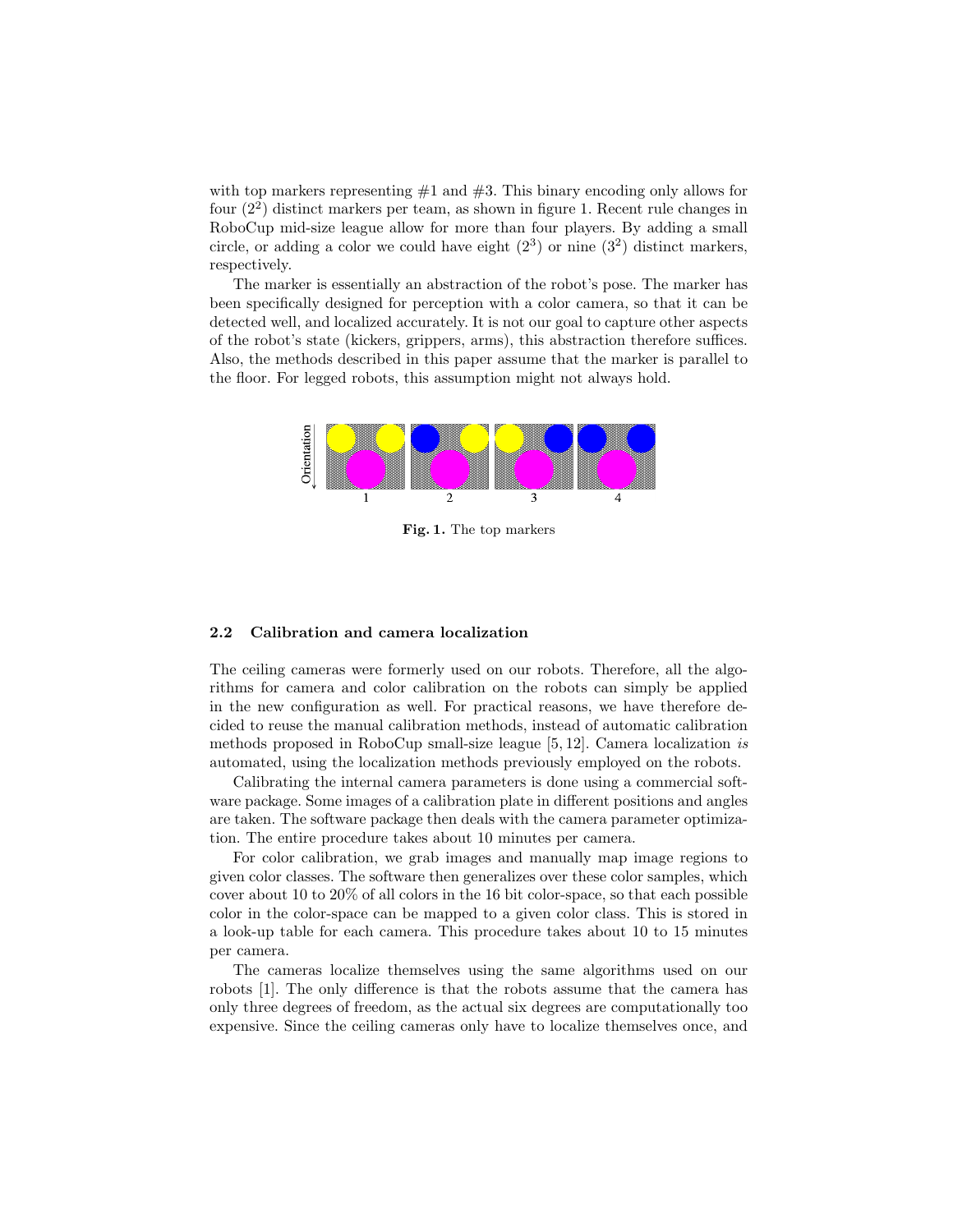with top markers representing #1 and #3. This binary encoding only allows for four ($2^2$) distinct markers per team, as shown in figure 1. Recent rule changes in RoboCup mid-size league allow for more than four players. By adding a small circle, or adding a color we could have eight ($2^3$) or nine ($3^2$) distinct markers, respectively.

The marker is essentially an abstraction of the robot's pose. The marker has been specifically designed for perception with a color camera, so that it can be detected well, and localized accurately. It is not our goal to capture other aspects of the robot's state (kickers, grippers, arms), this abstraction therefore suffices. Also, the methods described in this paper assume that the marker is parallel to the floor. For legged robots, this assumption might not always hold.

**Fig. 1.** The top markers

### 2.2 Calibration and camera localization

The ceiling cameras were formerly used on our robots. Therefore, all the algorithms for camera and color calibration on the robots can simply be applied in the new configuration as well. For practical reasons, we have therefore decided to reuse the manual calibration methods, instead of automatic calibration methods proposed in RoboCup small-size league [5, 12]. Camera localization *is* automated, using the localization methods previously employed on the robots.

Calibrating the internal camera parameters is done using a commercial software package. Some images of a calibration plate in different positions and angles are taken. The software package then deals with the camera parameter optimization. The entire procedure takes about 10 minutes per camera.

For color calibration, we grab images and manually map image regions to given color classes. The software then generalizes over these color samples, which cover about 10 to 20% of all colors in the 16 bit color-space, so that each possible color in the color-space can be mapped to a given color class. This is stored in a look-up table for each camera. This procedure takes about 10 to 15 minutes per camera.

The cameras localize themselves using the same algorithms used on our robots [1]. The only difference is that the robots assume that the camera has only three degrees of freedom, as the actual six degrees are computationally too expensive. Since the ceiling cameras only have to localize themselves once, and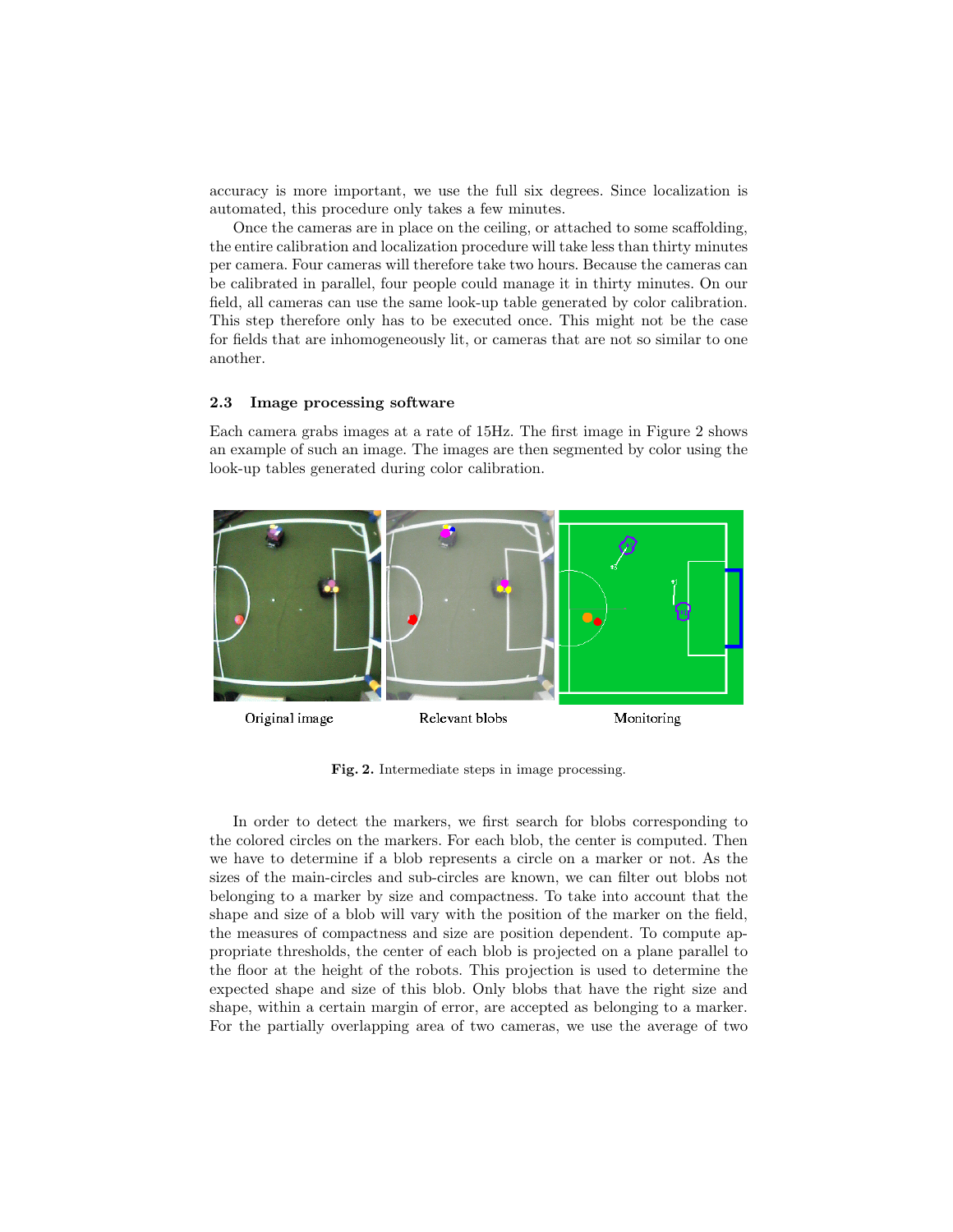accuracy is more important, we use the full six degrees. Since localization is automated, this procedure only takes a few minutes.

Once the cameras are in place on the ceiling, or attached to some scaffolding, the entire calibration and localization procedure will take less than thirty minutes per camera. Four cameras will therefore take two hours. Because the cameras can be calibrated in parallel, four people could manage it in thirty minutes. On our field, all cameras can use the same look-up table generated by color calibration. This step therefore only has to be executed once. This might not be the case for fields that are inhomogeneously lit, or cameras that are not so similar to one another.

### 2.3 Image processing software

Each camera grabs images at a rate of 15Hz. The first image in Figure 2 shows an example of such an image. The images are then segmented by color using the look-up tables generated during color calibration.

Original image Relevant blobs Monitoring

**Fig. 2.** Intermediate steps in image processing.

In order to detect the markers, we first search for blobs corresponding to the colored circles on the markers. For each blob, the center is computed. Then we have to determine if a blob represents a circle on a marker or not. As the sizes of the main-circles and sub-circles are known, we can filter out blobs not belonging to a marker by size and compactness. To take into account that the shape and size of a blob will vary with the position of the marker on the field, the measures of compactness and size are position dependent. To compute appropriate thresholds, the center of each blob is projected on a plane parallel to the floor at the height of the robots. This projection is used to determine the expected shape and size of this blob. Only blobs that have the right size and shape, within a certain margin of error, are accepted as belonging to a marker. For the partially overlapping area of two cameras, we use the average of two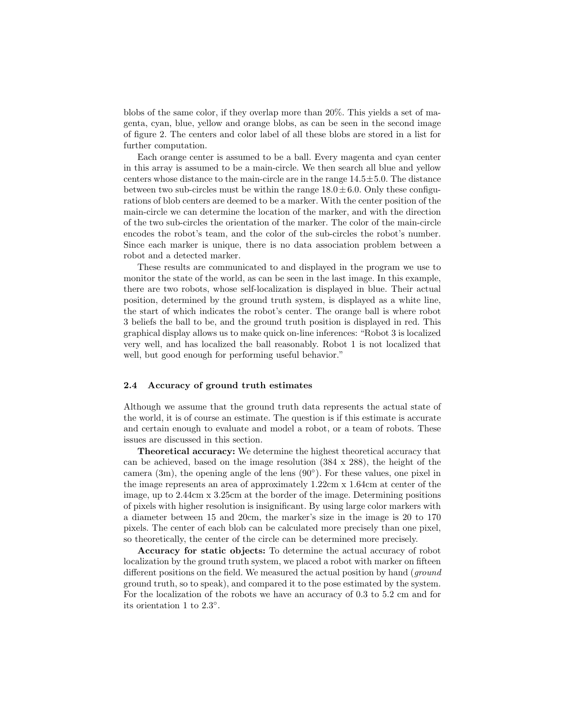blobs of the same color, if they overlap more than 20%. This yields a set of magenta, cyan, blue, yellow and orange blobs, as can be seen in the second image of figure 2. The centers and color label of all these blobs are stored in a list for further computation.

Each orange center is assumed to be a ball. Every magenta and cyan center in this array is assumed to be a main-circle. We then search all blue and yellow centers whose distance to the main-circle are in the range $14.5 \pm 5.0$. The distance between two sub-circles must be within the range $18.0 \pm 6.0$. Only these configurations of blob centers are deemed to be a marker. With the center position of the main-circle we can determine the location of the marker, and with the direction of the two sub-circles the orientation of the marker. The color of the main-circle encodes the robot's team, and the color of the sub-circles the robot's number. Since each marker is unique, there is no data association problem between a robot and a detected marker.

These results are communicated to and displayed in the program we use to monitor the state of the world, as can be seen in the last image. In this example, there are two robots, whose self-localization is displayed in blue. Their actual position, determined by the ground truth system, is displayed as a white line, the start of which indicates the robot's center. The orange ball is where robot 3 beliefs the ball to be, and the ground truth position is displayed in red. This graphical display allows us to make quick on-line inferences: "Robot 3 is localized very well, and has localized the ball reasonably. Robot 1 is not localized that well, but good enough for performing useful behavior."

### 2.4 Accuracy of ground truth estimates

Although we assume that the ground truth data represents the actual state of the world, it is of course an estimate. The question is if this estimate is accurate and certain enough to evaluate and model a robot, or a team of robots. These issues are discussed in this section.

**Theoretical accuracy:** We determine the highest theoretical accuracy that can be achieved, based on the image resolution (384 x 288), the height of the camera (3m), the opening angle of the lens (90°). For these values, one pixel in the image represents an area of approximately 1.22cm x 1.64cm at center of the image, up to 2.44cm x 3.25cm at the border of the image. Determining positions of pixels with higher resolution is insignificant. By using large color markers with a diameter between 15 and 20cm, the marker's size in the image is 20 to 170 pixels. The center of each blob can be calculated more precisely than one pixel, so theoretically, the center of the circle can be determined more precisely.

**Accuracy for static objects:** To determine the actual accuracy of robot localization by the ground truth system, we placed a robot with marker on fifteen different positions on the field. We measured the actual position by hand (*ground* ground truth, so to speak), and compared it to the pose estimated by the system. For the localization of the robots we have an accuracy of 0.3 to 5.2 cm and for its orientation 1 to 2.3°.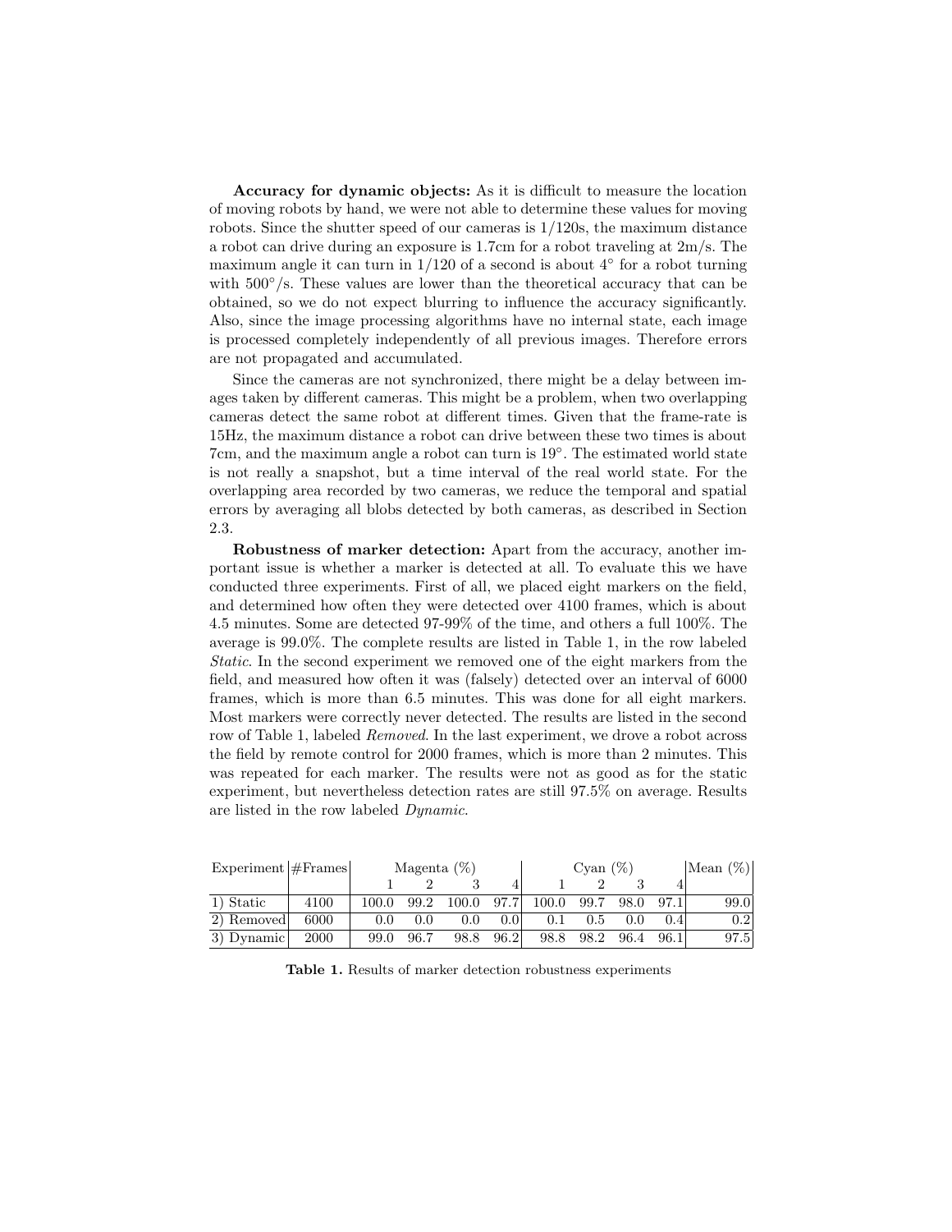**Accuracy for dynamic objects:** As it is difficult to measure the location of moving robots by hand, we were not able to determine these values for moving robots. Since the shutter speed of our cameras is 1/120s, the maximum distance a robot can drive during an exposure is 1.7cm for a robot traveling at 2m/s. The maximum angle it can turn in 1/120 of a second is about 4° for a robot turning with 500°/s. These values are lower than the theoretical accuracy that can be obtained, so we do not expect blurring to influence the accuracy significantly. Also, since the image processing algorithms have no internal state, each image is processed completely independently of all previous images. Therefore errors are not propagated and accumulated.

Since the cameras are not synchronized, there might be a delay between images taken by different cameras. This might be a problem, when two overlapping cameras detect the same robot at different times. Given that the frame-rate is 15Hz, the maximum distance a robot can drive between these two times is about 7cm, and the maximum angle a robot can turn is 19°. The estimated world state is not really a snapshot, but a time interval of the real world state. For the overlapping area recorded by two cameras, we reduce the temporal and spatial errors by averaging all blobs detected by both cameras, as described in Section 2.3.

**Robustness of marker detection:** Apart from the accuracy, another important issue is whether a marker is detected at all. To evaluate this we have conducted three experiments. First of all, we placed eight markers on the field, and determined how often they were detected over 4100 frames, which is about 4.5 minutes. Some are detected 97-99% of the time, and others a full 100%. The average is 99.0%. The complete results are listed in Table 1, in the row labeled *Static*. In the second experiment we removed one of the eight markers from the field, and measured how often it was (falsely) detected over an interval of 6000 frames, which is more than 6.5 minutes. This was done for all eight markers. Most markers were correctly never detected. The results are listed in the second row of Table 1, labeled *Removed*. In the last experiment, we drove a robot across the field by remote control for 2000 frames, which is more than 2 minutes. This was repeated for each marker. The results were not as good as for the static experiment, but nevertheless detection rates are still 97.5% on average. Results are listed in the row labeled *Dynamic*.

| Experiment | #Frames | Magenta (%) | | | | Cyan (%) | | | | Mean (%) |
|---|---|---|---|---|---|---|---|---|---|---|
| | | 1 | 2 | 3 | 4 | 1 | 2 | 3 | 4 | |
| 1) Static | 4100 | 100.0 | 99.2 | 100.0 | 97.7 | 100.0 | 99.7 | 98.0 | 97.1 | 99.0 |
| 2) Removed | 6000 | 0.0 | 0.0 | 0.0 | 0.0 | 0.1 | 0.5 | 0.0 | 0.4 | 0.2 |
| 3) Dynamic | 2000 | 99.0 | 96.7 | 98.8 | 96.2 | 98.8 | 98.2 | 96.4 | 96.1 | 97.5 |

**Table 1.** Results of marker detection robustness experiments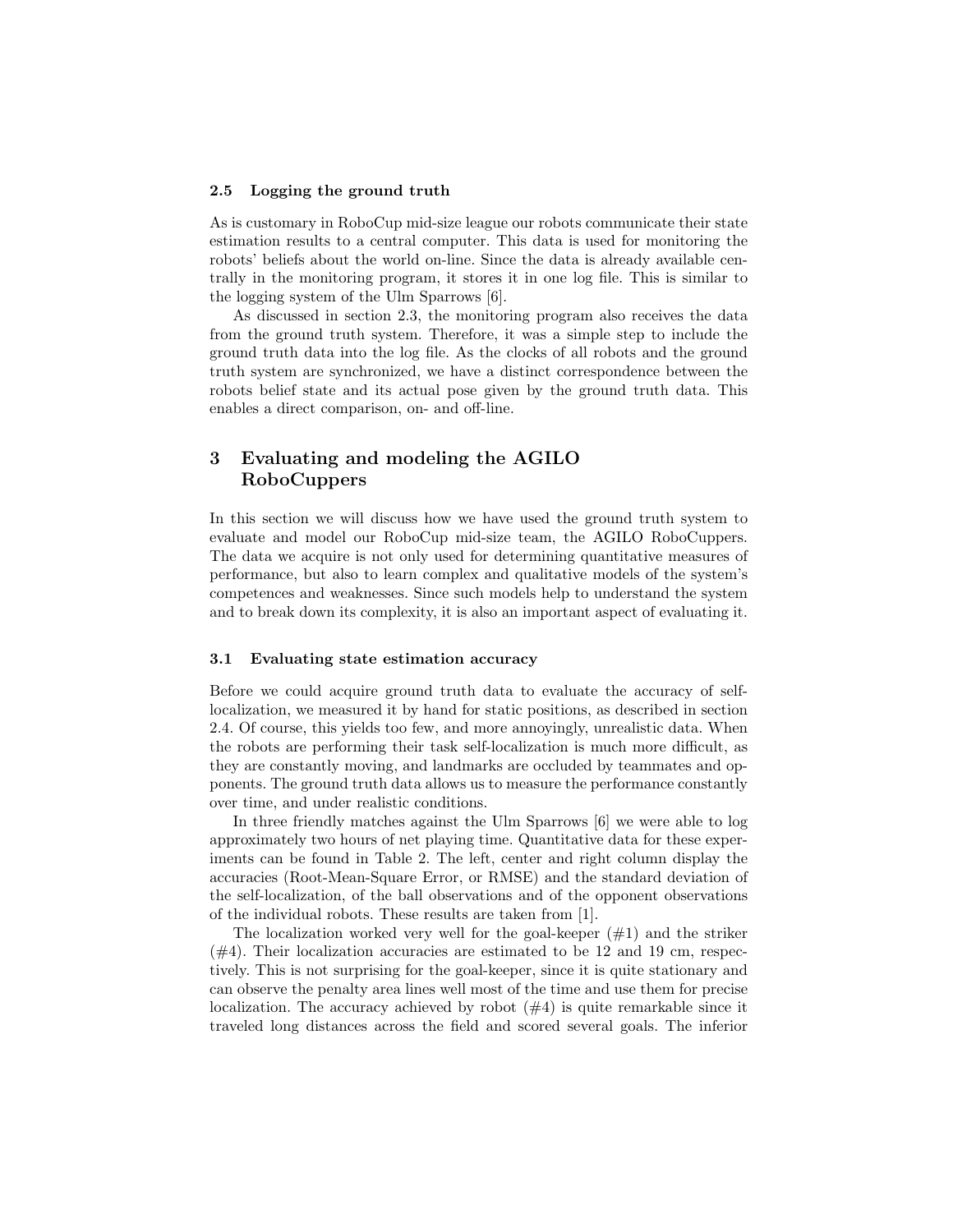### 2.5 Logging the ground truth

As is customary in RoboCup mid-size league our robots communicate their state estimation results to a central computer. This data is used for monitoring the robots' beliefs about the world on-line. Since the data is already available centrally in the monitoring program, it stores it in one log file. This is similar to the logging system of the Ulm Sparrows [6].

As discussed in section 2.3, the monitoring program also receives the data from the ground truth system. Therefore, it was a simple step to include the ground truth data into the log file. As the clocks of all robots and the ground truth system are synchronized, we have a distinct correspondence between the robots belief state and its actual pose given by the ground truth data. This enables a direct comparison, on- and off-line.

## 3 Evaluating and modeling the AGILO RoboCuppers

In this section we will discuss how we have used the ground truth system to evaluate and model our RoboCup mid-size team, the AGILO RoboCuppers. The data we acquire is not only used for determining quantitative measures of performance, but also to learn complex and qualitative models of the system's competences and weaknesses. Since such models help to understand the system and to break down its complexity, it is also an important aspect of evaluating it.

### 3.1 Evaluating state estimation accuracy

Before we could acquire ground truth data to evaluate the accuracy of self-localization, we measured it by hand for static positions, as described in section 2.4. Of course, this yields too few, and more annoyingly, unrealistic data. When the robots are performing their task self-localization is much more difficult, as they are constantly moving, and landmarks are occluded by teammates and opponents. The ground truth data allows us to measure the performance constantly over time, and under realistic conditions.

In three friendly matches against the Ulm Sparrows [6] we were able to log approximately two hours of net playing time. Quantitative data for these experiments can be found in Table 2. The left, center and right column display the accuracies (Root-Mean-Square Error, or RMSE) and the standard deviation of the self-localization, of the ball observations and of the opponent observations of the individual robots. These results are taken from [1].

The localization worked very well for the goal-keeper (#1) and the striker (#4). Their localization accuracies are estimated to be 12 and 19 cm, respectively. This is not surprising for the goal-keeper, since it is quite stationary and can observe the penalty area lines well most of the time and use them for precise localization. The accuracy achieved by robot (#4) is quite remarkable since it traveled long distances across the field and scored several goals. The inferior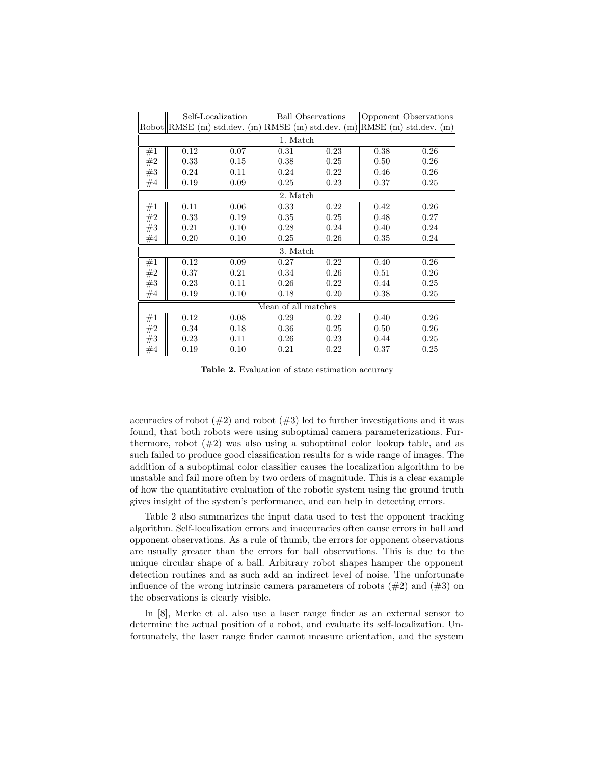| | Self-Localization | | Ball Observations | | Opponent Observations | |
|---|---|---|---|---|---|---|
| Robot | RMSE (m) | std.dev. (m) | RMSE (m) | std.dev. (m) | RMSE (m) | std.dev. (m) |
| 1. Match | | | | | | |
| #1 | 0.12 | 0.07 | 0.31 | 0.23 | 0.38 | 0.26 |
| #2 | 0.33 | 0.15 | 0.38 | 0.25 | 0.50 | 0.26 |
| #3 | 0.24 | 0.11 | 0.24 | 0.22 | 0.46 | 0.26 |
| #4 | 0.19 | 0.09 | 0.25 | 0.23 | 0.37 | 0.25 |
| 2. Match | | | | | | |
| #1 | 0.11 | 0.06 | 0.33 | 0.22 | 0.42 | 0.26 |
| #2 | 0.33 | 0.19 | 0.35 | 0.25 | 0.48 | 0.27 |
| #3 | 0.21 | 0.10 | 0.28 | 0.24 | 0.40 | 0.24 |
| #4 | 0.20 | 0.10 | 0.25 | 0.26 | 0.35 | 0.24 |
| 3. Match | | | | | | |
| #1 | 0.12 | 0.09 | 0.27 | 0.22 | 0.40 | 0.26 |
| #2 | 0.37 | 0.21 | 0.34 | 0.26 | 0.51 | 0.26 |
| #3 | 0.23 | 0.11 | 0.26 | 0.22 | 0.44 | 0.25 |
| #4 | 0.19 | 0.10 | 0.18 | 0.20 | 0.38 | 0.25 |
| Mean of all matches | | | | | | |
| #1 | 0.12 | 0.08 | 0.29 | 0.22 | 0.40 | 0.26 |
| #2 | 0.34 | 0.18 | 0.36 | 0.25 | 0.50 | 0.26 |
| #3 | 0.23 | 0.11 | 0.26 | 0.23 | 0.44 | 0.25 |
| #4 | 0.19 | 0.10 | 0.21 | 0.22 | 0.37 | 0.25 |

**Table 2.** Evaluation of state estimation accuracy

accuracies of robot (#2) and robot (#3) led to further investigations and it was found, that both robots were using suboptimal camera parameterizations. Furthermore, robot (#2) was also using a suboptimal color lookup table, and as such failed to produce good classification results for a wide range of images. The addition of a suboptimal color classifier causes the localization algorithm to be unstable and fail more often by two orders of magnitude. This is a clear example of how the quantitative evaluation of the robotic system using the ground truth gives insight of the system's performance, and can help in detecting errors.

Table 2 also summarizes the input data used to test the opponent tracking algorithm. Self-localization errors and inaccuracies often cause errors in ball and opponent observations. As a rule of thumb, the errors for opponent observations are usually greater than the errors for ball observations. This is due to the unique circular shape of a ball. Arbitrary robot shapes hamper the opponent detection routines and as such add an indirect level of noise. The unfortunate influence of the wrong intrinsic camera parameters of robots (#2) and (#3) on the observations is clearly visible.

In [8], Merke et al. also use a laser range finder as an external sensor to determine the actual position of a robot, and evaluate its self-localization. Unfortunately, the laser range finder cannot measure orientation, and the system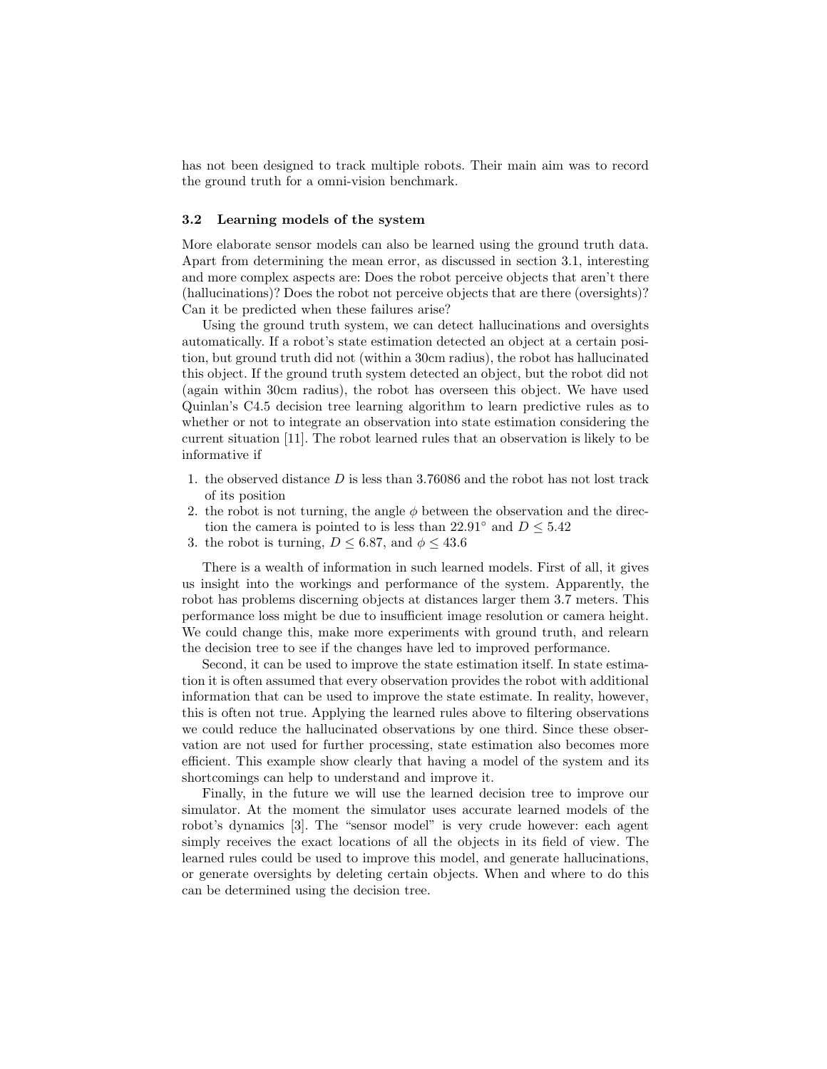has not been designed to track multiple robots. Their main aim was to record the ground truth for a omni-vision benchmark.

### 3.2 Learning models of the system

More elaborate sensor models can also be learned using the ground truth data. Apart from determining the mean error, as discussed in section 3.1, interesting and more complex aspects are: Does the robot perceive objects that aren't there (hallucinations)? Does the robot not perceive objects that are there (oversights)? Can it be predicted when these failures arise?

Using the ground truth system, we can detect hallucinations and oversights automatically. If a robot's state estimation detected an object at a certain position, but ground truth did not (within a 30cm radius), the robot has hallucinated this object. If the ground truth system detected an object, but the robot did not (again within 30cm radius), the robot has overseen this object. We have used Quinlan's C4.5 decision tree learning algorithm to learn predictive rules as to whether or not to integrate an observation into state estimation considering the current situation [11]. The robot learned rules that an observation is likely to be informative if

1. the observed distance $D$ is less than 3.76086 and the robot has not lost track of its position
2. the robot is not turning, the angle $\phi$ between the observation and the direction the camera is pointed to is less than $22.91°$ and $D \leq 5.42$
3. the robot is turning, $D \leq 6.87$, and $\phi \leq 43.6$

There is a wealth of information in such learned models. First of all, it gives us insight into the workings and performance of the system. Apparently, the robot has problems discerning objects at distances larger them 3.7 meters. This performance loss might be due to insufficient image resolution or camera height. We could change this, make more experiments with ground truth, and relearn the decision tree to see if the changes have led to improved performance.

Second, it can be used to improve the state estimation itself. In state estimation it is often assumed that every observation provides the robot with additional information that can be used to improve the state estimate. In reality, however, this is often not true. Applying the learned rules above to filtering observations we could reduce the hallucinated observations by one third. Since these observation are not used for further processing, state estimation also becomes more efficient. This example show clearly that having a model of the system and its shortcomings can help to understand and improve it.

Finally, in the future we will use the learned decision tree to improve our simulator. At the moment the simulator uses accurate learned models of the robot's dynamics [3]. The "sensor model" is very crude however: each agent simply receives the exact locations of all the objects in its field of view. The learned rules could be used to improve this model, and generate hallucinations, or generate oversights by deleting certain objects. When and where to do this can be determined using the decision tree.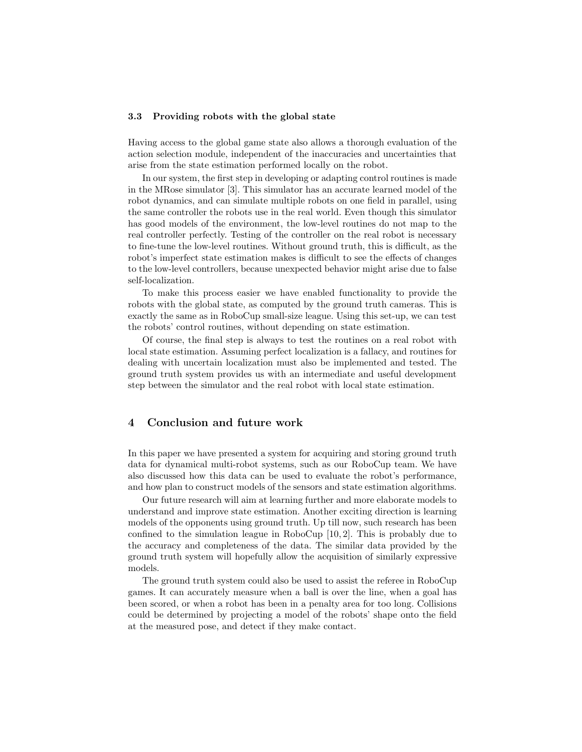### 3.3 Providing robots with the global state

Having access to the global game state also allows a thorough evaluation of the action selection module, independent of the inaccuracies and uncertainties that arise from the state estimation performed locally on the robot.

In our system, the first step in developing or adapting control routines is made in the MRose simulator [3]. This simulator has an accurate learned model of the robot dynamics, and can simulate multiple robots on one field in parallel, using the same controller the robots use in the real world. Even though this simulator has good models of the environment, the low-level routines do not map to the real controller perfectly. Testing of the controller on the real robot is necessary to fine-tune the low-level routines. Without ground truth, this is difficult, as the robot's imperfect state estimation makes is difficult to see the effects of changes to the low-level controllers, because unexpected behavior might arise due to false self-localization.

To make this process easier we have enabled functionality to provide the robots with the global state, as computed by the ground truth cameras. This is exactly the same as in RoboCup small-size league. Using this set-up, we can test the robots' control routines, without depending on state estimation.

Of course, the final step is always to test the routines on a real robot with local state estimation. Assuming perfect localization is a fallacy, and routines for dealing with uncertain localization must also be implemented and tested. The ground truth system provides us with an intermediate and useful development step between the simulator and the real robot with local state estimation.

## 4 Conclusion and future work

In this paper we have presented a system for acquiring and storing ground truth data for dynamical multi-robot systems, such as our RoboCup team. We have also discussed how this data can be used to evaluate the robot's performance, and how plan to construct models of the sensors and state estimation algorithms.

Our future research will aim at learning further and more elaborate models to understand and improve state estimation. Another exciting direction is learning models of the opponents using ground truth. Up till now, such research has been confined to the simulation league in RoboCup [10, 2]. This is probably due to the accuracy and completeness of the data. The similar data provided by the ground truth system will hopefully allow the acquisition of similarly expressive models.

The ground truth system could also be used to assist the referee in RoboCup games. It can accurately measure when a ball is over the line, when a goal has been scored, or when a robot has been in a penalty area for too long. Collisions could be determined by projecting a model of the robots' shape onto the field at the measured pose, and detect if they make contact.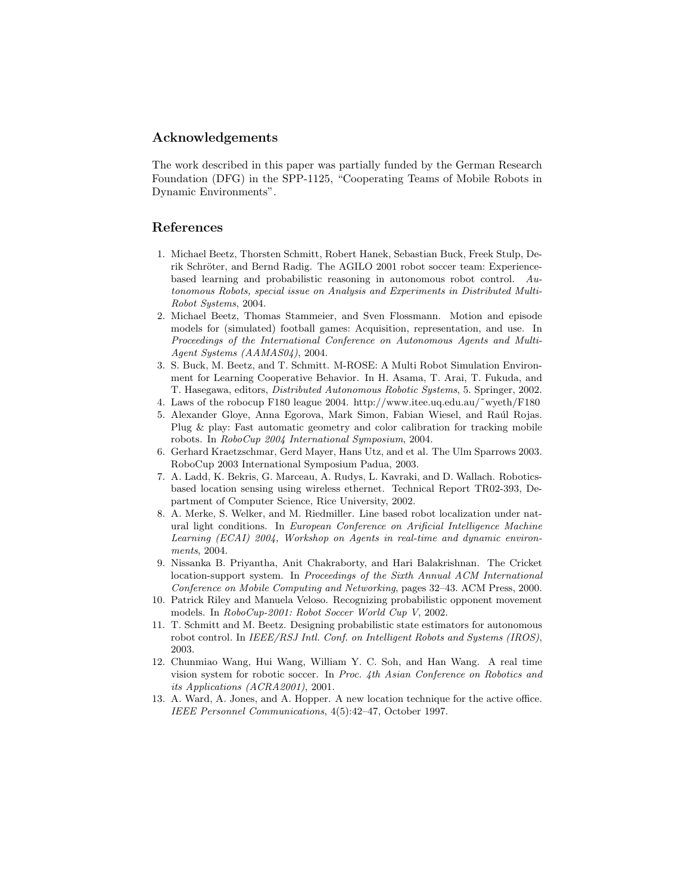## Acknowledgements

The work described in this paper was partially funded by the German Research Foundation (DFG) in the SPP-1125, "Cooperating Teams of Mobile Robots in Dynamic Environments".

## References

1. Michael Beetz, Thorsten Schmitt, Robert Hanek, Sebastian Buck, Freek Stulp, Derik Schröter, and Bernd Radig. The AGILO 2001 robot soccer team: Experience-based learning and probabilistic reasoning in autonomous robot control. *Autonomous Robots, special issue on Analysis and Experiments in Distributed Multi-Robot Systems*, 2004.
2. Michael Beetz, Thomas Stammeier, and Sven Flossmann. Motion and episode models for (simulated) football games: Acquisition, representation, and use. In *Proceedings of the International Conference on Autonomous Agents and Multi-Agent Systems (AAMAS04)*, 2004.
3. S. Buck, M. Beetz, and T. Schmitt. M-ROSE: A Multi Robot Simulation Environment for Learning Cooperative Behavior. In H. Asama, T. Arai, T. Fukuda, and T. Hasegawa, editors, *Distributed Autonomous Robotic Systems*, 5. Springer, 2002.
4. Laws of the robocup F180 league 2004. http://www.itee.uq.edu.au/˜wyeth/F180
5. Alexander Gloye, Anna Egorova, Mark Simon, Fabian Wiesel, and Raúl Rojas. Plug & play: Fast automatic geometry and color calibration for tracking mobile robots. In *RoboCup 2004 International Symposium*, 2004.
6. Gerhard Kraetzschmar, Gerd Mayer, Hans Utz, and et al. The Ulm Sparrows 2003. RoboCup 2003 International Symposium Padua, 2003.
7. A. Ladd, K. Bekris, G. Marceau, A. Rudys, L. Kavraki, and D. Wallach. Robotics-based location sensing using wireless ethernet. Technical Report TR02-393, Department of Computer Science, Rice University, 2002.
8. A. Merke, S. Welker, and M. Riedmiller. Line based robot localization under natural light conditions. In *European Conference on Arificial Intelligence Machine Learning (ECAI) 2004, Workshop on Agents in real-time and dynamic environments*, 2004.
9. Nissanka B. Priyantha, Anit Chakraborty, and Hari Balakrishnan. The Cricket location-support system. In *Proceedings of the Sixth Annual ACM International Conference on Mobile Computing and Networking*, pages 32–43. ACM Press, 2000.
10. Patrick Riley and Manuela Veloso. Recognizing probabilistic opponent movement models. In *RoboCup-2001: Robot Soccer World Cup V*, 2002.
11. T. Schmitt and M. Beetz. Designing probabilistic state estimators for autonomous robot control. In *IEEE/RSJ Intl. Conf. on Intelligent Robots and Systems (IROS)*, 2003.
12. Chunmiao Wang, Hui Wang, William Y. C. Soh, and Han Wang. A real time vision system for robotic soccer. In *Proc. 4th Asian Conference on Robotics and its Applications (ACRA2001)*, 2001.
13. A. Ward, A. Jones, and A. Hopper. A new location technique for the active office. *IEEE Personnel Communications*, 4(5):42–47, October 1997.